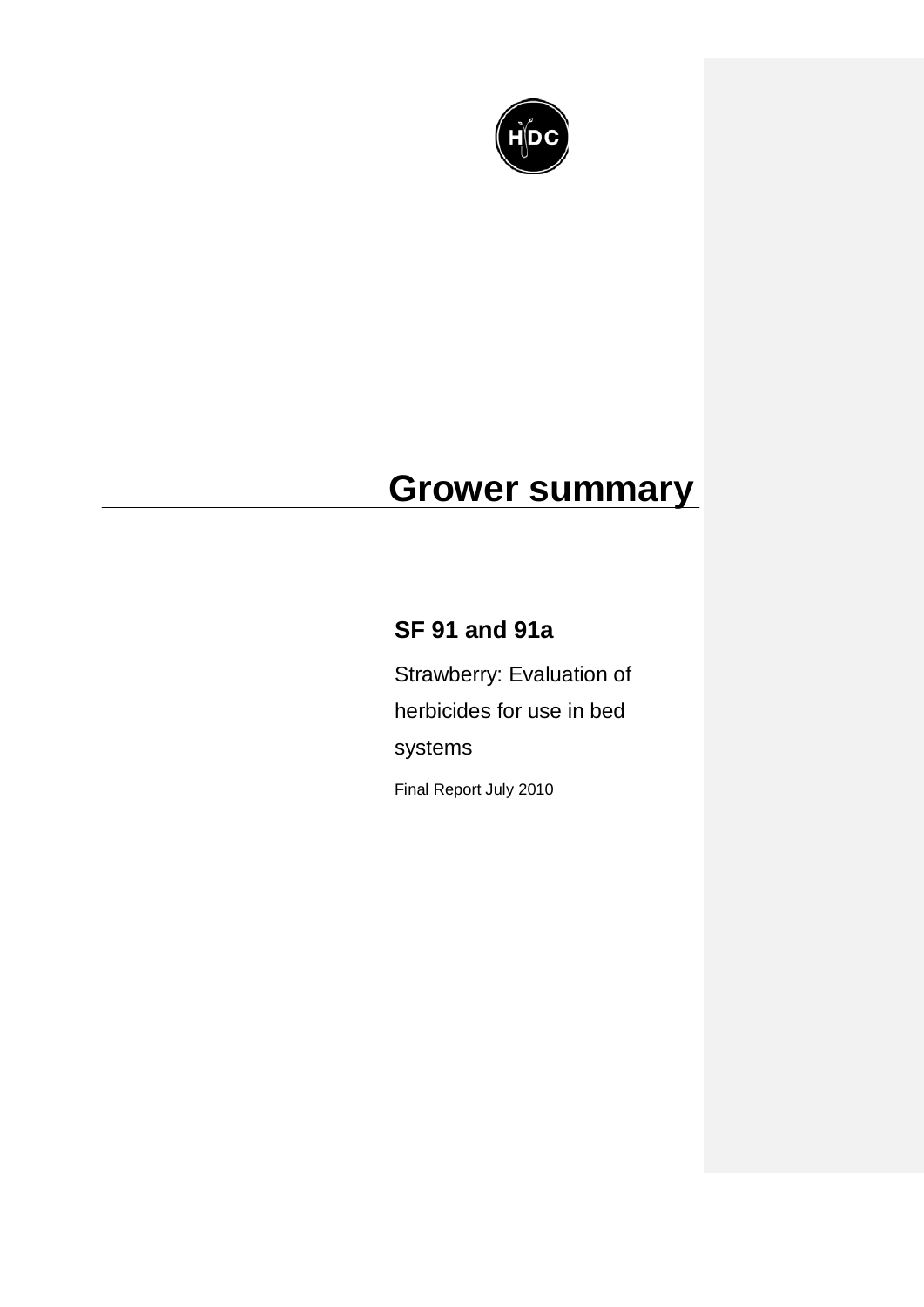# Grower summary

## SF 91 and 91a

Strawberry: Evaluation of herbicides for use in bed systems

Final Report July 2010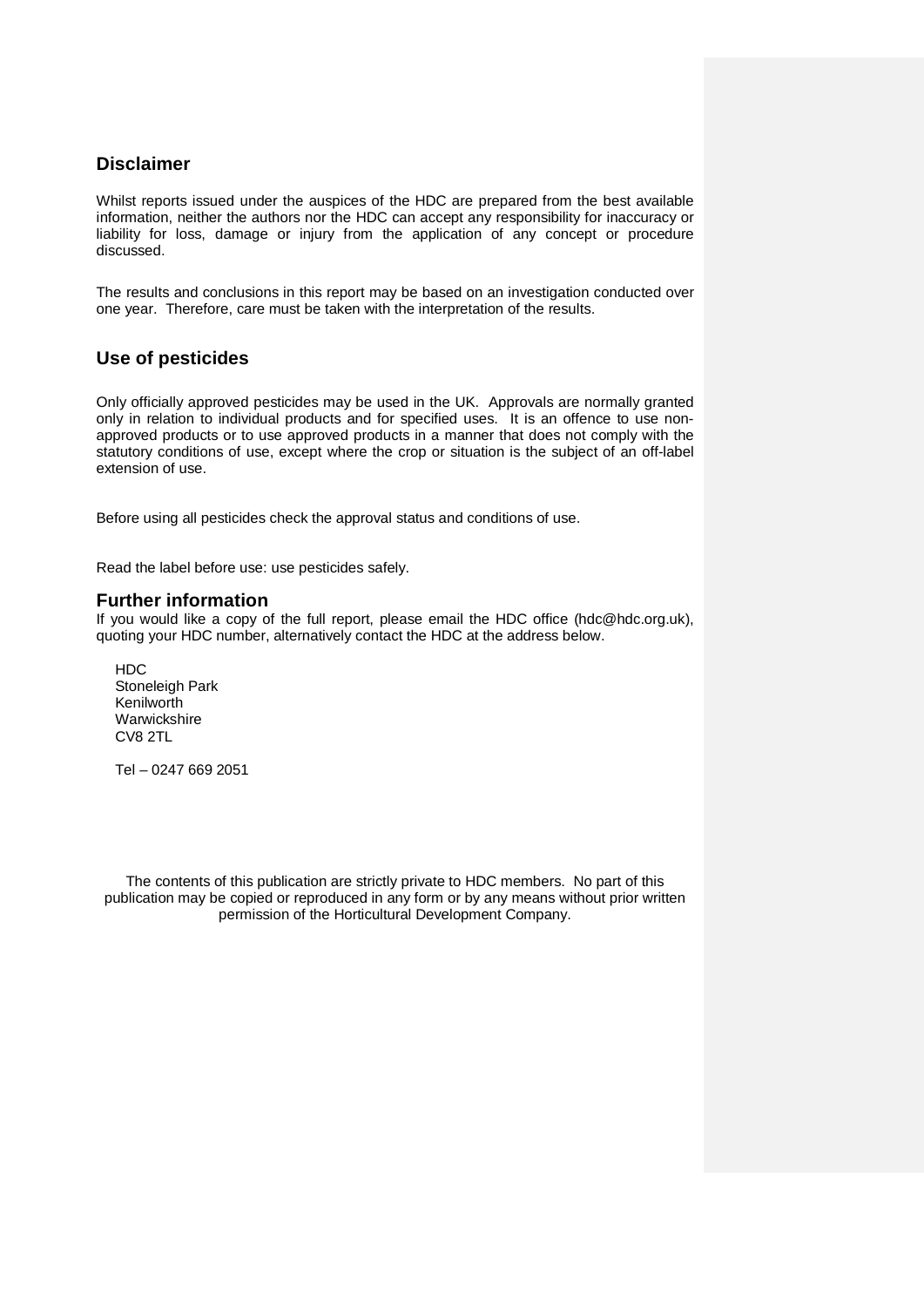## Disclaimer

Whilst reports issued under the auspices of the HDC are prepared from the best available information, neither the authors nor the HDC can accept any responsibility for inaccuracy or liability for loss, damage or injury from the application of any concept or procedure discussed.

The results and conclusions in this report may be based on an investigation conducted over one year. Therefore, care must be taken with the interpretation of the results.

## Use of pesticides

Only officially approved pesticides may be used in the UK. Approvals are normally granted only in relation to individual products and for specified uses. It is an offence to use non-approved products or to use approved products in a manner that does not comply with the statutory conditions of use, except where the crop or situation is the subject of an off-label extension of use.

Before using all pesticides check the approval status and conditions of use.

Read the label before use: use pesticides safely.

## Further information

If you would like a copy of the full report, please email the HDC office (hdc@hdc.org.uk), quoting your HDC number, alternatively contact the HDC at the address below.

HDC
Stoneleigh Park
Kenilworth
Warwickshire
CV8 2TL

Tel – 0247 669 2051

The contents of this publication are strictly private to HDC members. No part of this publication may be copied or reproduced in any form or by any means without prior written permission of the Horticultural Development Company.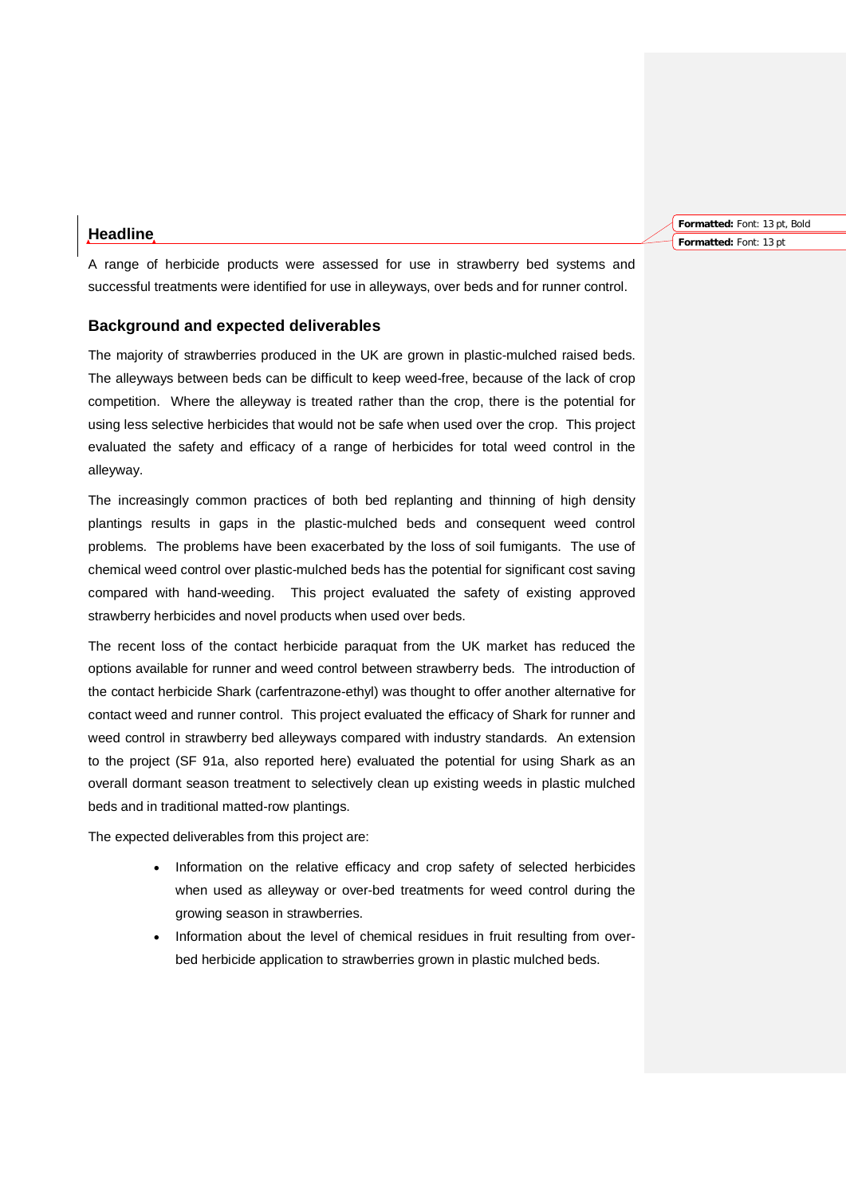## Headline

A range of herbicide products were assessed for use in strawberry bed systems and successful treatments were identified for use in alleyways, over beds and for runner control.

## Background and expected deliverables

The majority of strawberries produced in the UK are grown in plastic-mulched raised beds. The alleyways between beds can be difficult to keep weed-free, because of the lack of crop competition. Where the alleyway is treated rather than the crop, there is the potential for using less selective herbicides that would not be safe when used over the crop. This project evaluated the safety and efficacy of a range of herbicides for total weed control in the alleyway.

The increasingly common practices of both bed replanting and thinning of high density plantings results in gaps in the plastic-mulched beds and consequent weed control problems. The problems have been exacerbated by the loss of soil fumigants. The use of chemical weed control over plastic-mulched beds has the potential for significant cost saving compared with hand-weeding. This project evaluated the safety of existing approved strawberry herbicides and novel products when used over beds.

The recent loss of the contact herbicide paraquat from the UK market has reduced the options available for runner and weed control between strawberry beds. The introduction of the contact herbicide Shark (carfentrazone-ethyl) was thought to offer another alternative for contact weed and runner control. This project evaluated the efficacy of Shark for runner and weed control in strawberry bed alleyways compared with industry standards. An extension to the project (SF 91a, also reported here) evaluated the potential for using Shark as an overall dormant season treatment to selectively clean up existing weeds in plastic mulched beds and in traditional matted-row plantings.

The expected deliverables from this project are:

- Information on the relative efficacy and crop safety of selected herbicides when used as alleyway or over-bed treatments for weed control during the growing season in strawberries.
- Information about the level of chemical residues in fruit resulting from over-bed herbicide application to strawberries grown in plastic mulched beds.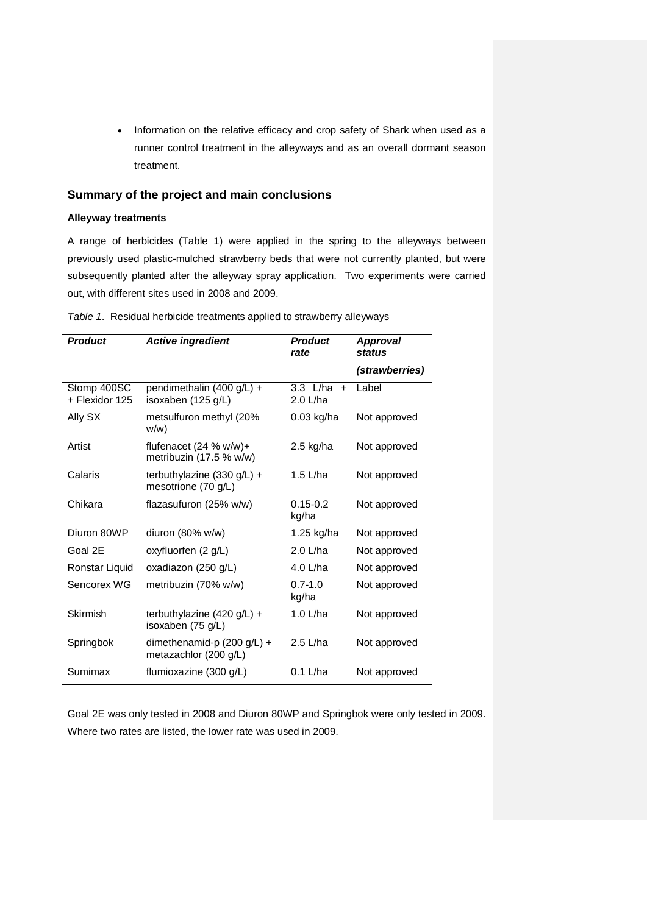- Information on the relative efficacy and crop safety of Shark when used as a runner control treatment in the alleyways and as an overall dormant season treatment.

## Summary of the project and main conclusions

### Alleyway treatments

A range of herbicides (Table 1) were applied in the spring to the alleyways between previously used plastic-mulched strawberry beds that were not currently planted, but were subsequently planted after the alleyway spray application. Two experiments were carried out, with different sites used in 2008 and 2009.

*Table 1*. Residual herbicide treatments applied to strawberry alleyways

| *Product* | *Active ingredient* | *Product rate* | *Approval status (strawberries)* |
|---|---|---|---|
| Stomp 400SC + Flexidor 125 | pendimethalin (400 g/L) + isoxaben (125 g/L) | 3.3 L/ha + 2.0 L/ha | Label |
| Ally SX | metsulfuron methyl (20% w/w) | 0.03 kg/ha | Not approved |
| Artist | flufenacet (24 % w/w)+ metribuzin (17.5 % w/w) | 2.5 kg/ha | Not approved |
| Calaris | terbuthylazine (330 g/L) + mesotrione (70 g/L) | 1.5 L/ha | Not approved |
| Chikara | flazasufuron (25% w/w) | 0.15-0.2 kg/ha | Not approved |
| Diuron 80WP | diuron (80% w/w) | 1.25 kg/ha | Not approved |
| Goal 2E | oxyfluorfen (2 g/L) | 2.0 L/ha | Not approved |
| Ronstar Liquid | oxadiazon (250 g/L) | 4.0 L/ha | Not approved |
| Sencorex WG | metribuzin (70% w/w) | 0.7-1.0 kg/ha | Not approved |
| Skirmish | terbuthylazine (420 g/L) + isoxaben (75 g/L) | 1.0 L/ha | Not approved |
| Springbok | dimethenamid-p (200 g/L) + metazachlor (200 g/L) | 2.5 L/ha | Not approved |
| Sumimax | flumioxazine (300 g/L) | 0.1 L/ha | Not approved |

Goal 2E was only tested in 2008 and Diuron 80WP and Springbok were only tested in 2009. Where two rates are listed, the lower rate was used in 2009.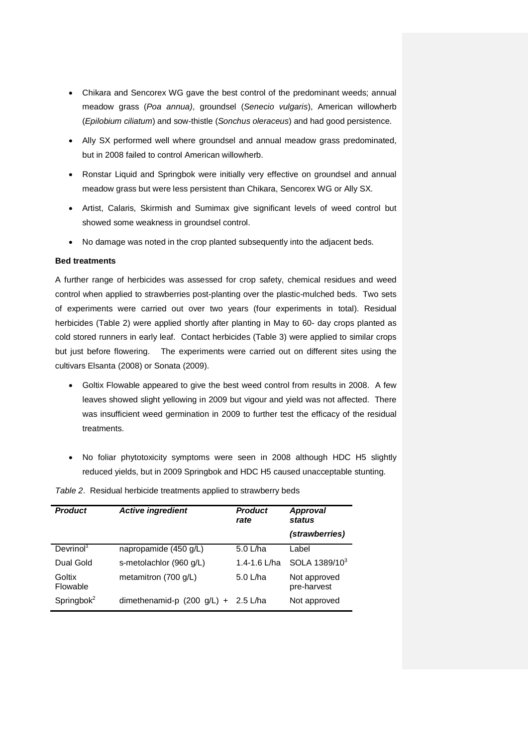- Chikara and Sencorex WG gave the best control of the predominant weeds; annual meadow grass (*Poa annua)*, groundsel (*Senecio vulgaris*), American willowherb (*Epilobium ciliatum*) and sow-thistle (*Sonchus oleraceus*) and had good persistence.
- Ally SX performed well where groundsel and annual meadow grass predominated, but in 2008 failed to control American willowherb.
- Ronstar Liquid and Springbok were initially very effective on groundsel and annual meadow grass but were less persistent than Chikara, Sencorex WG or Ally SX.
- Artist, Calaris, Skirmish and Sumimax give significant levels of weed control but showed some weakness in groundsel control.
- No damage was noted in the crop planted subsequently into the adjacent beds.

**Bed treatments**

A further range of herbicides was assessed for crop safety, chemical residues and weed control when applied to strawberries post-planting over the plastic-mulched beds. Two sets of experiments were carried out over two years (four experiments in total). Residual herbicides (Table 2) were applied shortly after planting in May to 60- day crops planted as cold stored runners in early leaf. Contact herbicides (Table 3) were applied to similar crops but just before flowering. The experiments were carried out on different sites using the cultivars Elsanta (2008) or Sonata (2009).

- Goltix Flowable appeared to give the best weed control from results in 2008. A few leaves showed slight yellowing in 2009 but vigour and yield was not affected. There was insufficient weed germination in 2009 to further test the efficacy of the residual treatments.
- No foliar phytotoxicity symptoms were seen in 2008 although HDC H5 slightly reduced yields, but in 2009 Springbok and HDC H5 caused unacceptable stunting.

*Table 2*. Residual herbicide treatments applied to strawberry beds

| ***Product*** | ***Active ingredient*** | ***Product rate*** | ***Approval status (strawberries)*** |
|---|---|---|---|
| Devrinol[1] | napropamide (450 g/L) | 5.0 L/ha | Label |
| Dual Gold | s-metolachlor (960 g/L) | 1.4-1.6 L/ha | SOLA 1389/10[3] |
| Goltix Flowable | metamitron (700 g/L) | 5.0 L/ha | Not approved pre-harvest |
| Springbok[2] | dimethenamid-p (200 g/L) + | 2.5 L/ha | Not approved |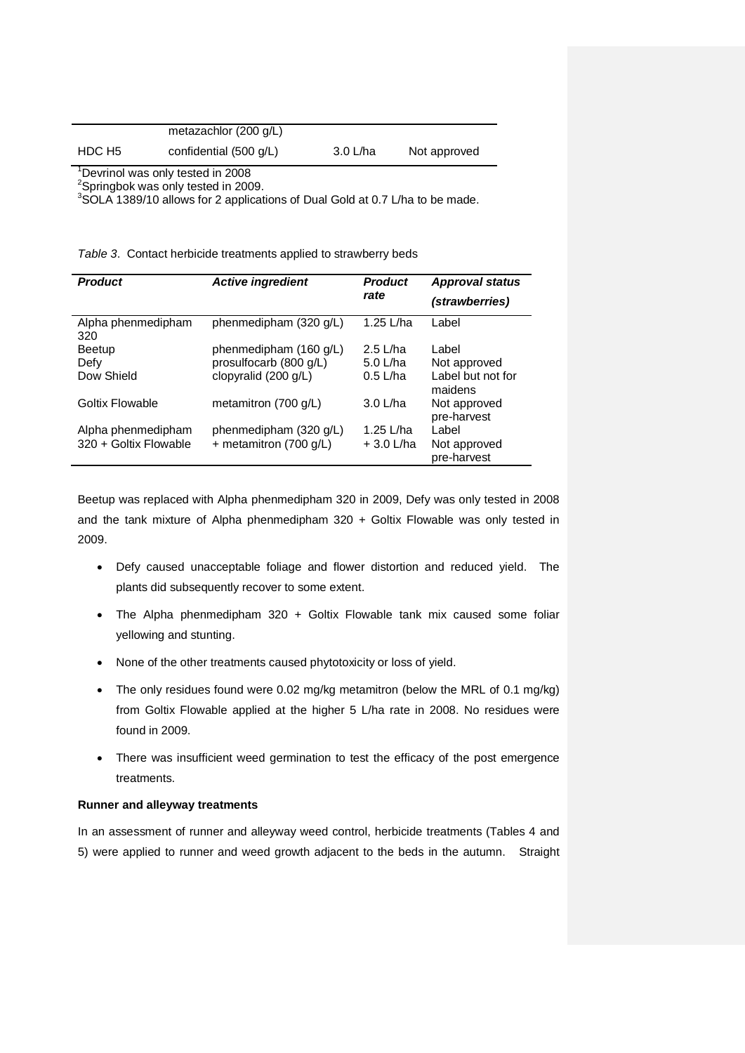| | metazachlor (200 g/L) | | |
|---|---|---|---|
| HDC H5 | confidential (500 g/L) | 3.0 L/ha | Not approved |

[1]Devrinol was only tested in 2008

[2]Springbok was only tested in 2009.

[3]SOLA 1389/10 allows for 2 applications of Dual Gold at 0.7 L/ha to be made.

*Table 3*. Contact herbicide treatments applied to strawberry beds

| ***Product*** | ***Active ingredient*** | ***Product rate*** | ***Approval status (strawberries)*** |
|---|---|---|---|
| Alpha phenmedipham 320 | phenmedipham (320 g/L) | 1.25 L/ha | Label |
| Beetup | phenmedipham (160 g/L) | 2.5 L/ha | Label |
| Defy | prosulfocarb (800 g/L) | 5.0 L/ha | Not approved |
| Dow Shield | clopyralid (200 g/L) | 0.5 L/ha | Label but not for maidens |
| Goltix Flowable | metamitron (700 g/L) | 3.0 L/ha | Not approved pre-harvest |
| Alpha phenmedipham 320 + Goltix Flowable | phenmedipham (320 g/L) + metamitron (700 g/L) | 1.25 L/ha + 3.0 L/ha | Label<br>Not approved pre-harvest |

Beetup was replaced with Alpha phenmedipham 320 in 2009, Defy was only tested in 2008 and the tank mixture of Alpha phenmedipham 320 + Goltix Flowable was only tested in 2009.

- Defy caused unacceptable foliage and flower distortion and reduced yield. The plants did subsequently recover to some extent.
- The Alpha phenmedipham 320 + Goltix Flowable tank mix caused some foliar yellowing and stunting.
- None of the other treatments caused phytotoxicity or loss of yield.
- The only residues found were 0.02 mg/kg metamitron (below the MRL of 0.1 mg/kg) from Goltix Flowable applied at the higher 5 L/ha rate in 2008. No residues were found in 2009.
- There was insufficient weed germination to test the efficacy of the post emergence treatments.

**Runner and alleyway treatments**

In an assessment of runner and alleyway weed control, herbicide treatments (Tables 4 and 5) were applied to runner and weed growth adjacent to the beds in the autumn. Straight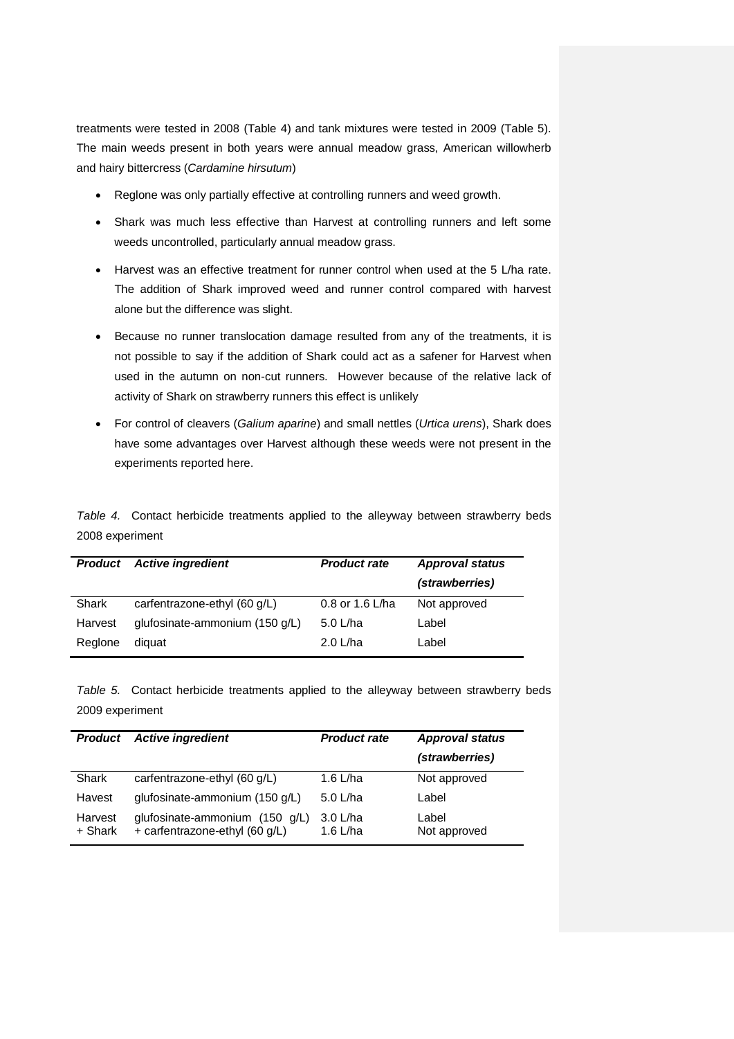treatments were tested in 2008 (Table 4) and tank mixtures were tested in 2009 (Table 5). The main weeds present in both years were annual meadow grass, American willowherb and hairy bittercress (*Cardamine hirsutum*)

- Reglone was only partially effective at controlling runners and weed growth.
- Shark was much less effective than Harvest at controlling runners and left some weeds uncontrolled, particularly annual meadow grass.
- Harvest was an effective treatment for runner control when used at the 5 L/ha rate. The addition of Shark improved weed and runner control compared with harvest alone but the difference was slight.
- Because no runner translocation damage resulted from any of the treatments, it is not possible to say if the addition of Shark could act as a safener for Harvest when used in the autumn on non-cut runners. However because of the relative lack of activity of Shark on strawberry runners this effect is unlikely
- For control of cleavers (*Galium aparine*) and small nettles (*Urtica urens*), Shark does have some advantages over Harvest although these weeds were not present in the experiments reported here.

*Table 4.* Contact herbicide treatments applied to the alleyway between strawberry beds 2008 experiment

| ***Product*** | ***Active ingredient*** | ***Product rate*** | ***Approval status (strawberries)*** |
|---|---|---|---|
| Shark | carfentrazone-ethyl (60 g/L) | 0.8 or 1.6 L/ha | Not approved |
| Harvest | glufosinate-ammonium (150 g/L) | 5.0 L/ha | Label |
| Reglone | diquat | 2.0 L/ha | Label |

*Table 5.* Contact herbicide treatments applied to the alleyway between strawberry beds 2009 experiment

| ***Product*** | ***Active ingredient*** | ***Product rate*** | ***Approval status (strawberries)*** |
|---|---|---|---|
| Shark | carfentrazone-ethyl (60 g/L) | 1.6 L/ha | Not approved |
| Havest | glufosinate-ammonium (150 g/L) | 5.0 L/ha | Label |
| Harvest + Shark | glufosinate-ammonium (150 g/L) + carfentrazone-ethyl (60 g/L) | 3.0 L/ha 1.6 L/ha | Label Not approved |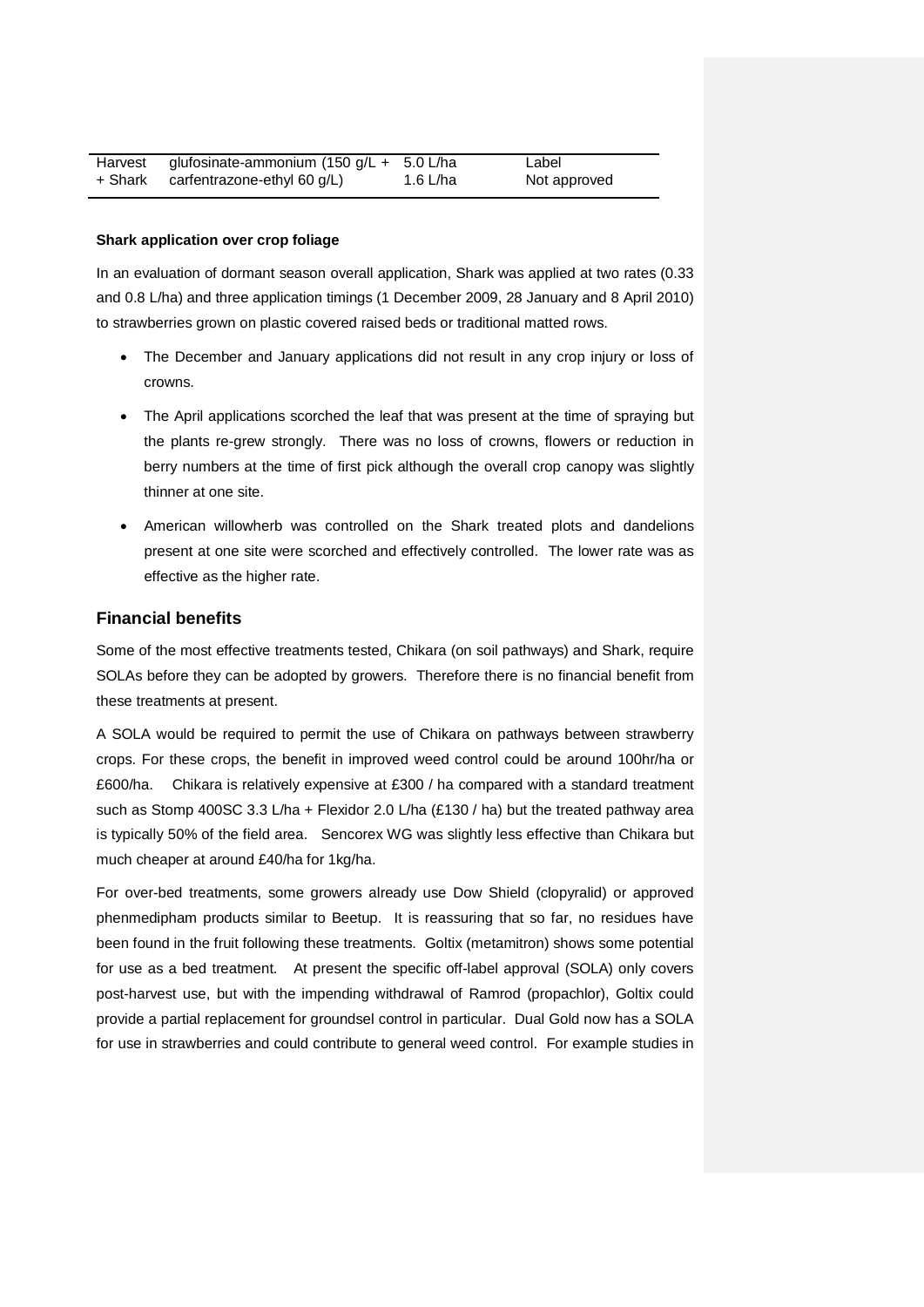| | | | |
|---|---|---|---|
| Harvest + Shark | glufosinate-ammonium (150 g/L + carfentrazone-ethyl 60 g/L) | 5.0 L/ha 1.6 L/ha | Label Not approved |

**Shark application over crop foliage**

In an evaluation of dormant season overall application, Shark was applied at two rates (0.33 and 0.8 L/ha) and three application timings (1 December 2009, 28 January and 8 April 2010) to strawberries grown on plastic covered raised beds or traditional matted rows.

- The December and January applications did not result in any crop injury or loss of crowns.
- The April applications scorched the leaf that was present at the time of spraying but the plants re-grew strongly. There was no loss of crowns, flowers or reduction in berry numbers at the time of first pick although the overall crop canopy was slightly thinner at one site.
- American willowherb was controlled on the Shark treated plots and dandelions present at one site were scorched and effectively controlled. The lower rate was as effective as the higher rate.

## Financial benefits

Some of the most effective treatments tested, Chikara (on soil pathways) and Shark, require SOLAs before they can be adopted by growers. Therefore there is no financial benefit from these treatments at present.

A SOLA would be required to permit the use of Chikara on pathways between strawberry crops. For these crops, the benefit in improved weed control could be around 100hr/ha or £600/ha. Chikara is relatively expensive at £300 / ha compared with a standard treatment such as Stomp 400SC 3.3 L/ha + Flexidor 2.0 L/ha (£130 / ha) but the treated pathway area is typically 50% of the field area. Sencorex WG was slightly less effective than Chikara but much cheaper at around £40/ha for 1kg/ha.

For over-bed treatments, some growers already use Dow Shield (clopyralid) or approved phenmedipham products similar to Beetup. It is reassuring that so far, no residues have been found in the fruit following these treatments. Goltix (metamitron) shows some potential for use as a bed treatment. At present the specific off-label approval (SOLA) only covers post-harvest use, but with the impending withdrawal of Ramrod (propachlor), Goltix could provide a partial replacement for groundsel control in particular. Dual Gold now has a SOLA for use in strawberries and could contribute to general weed control. For example studies in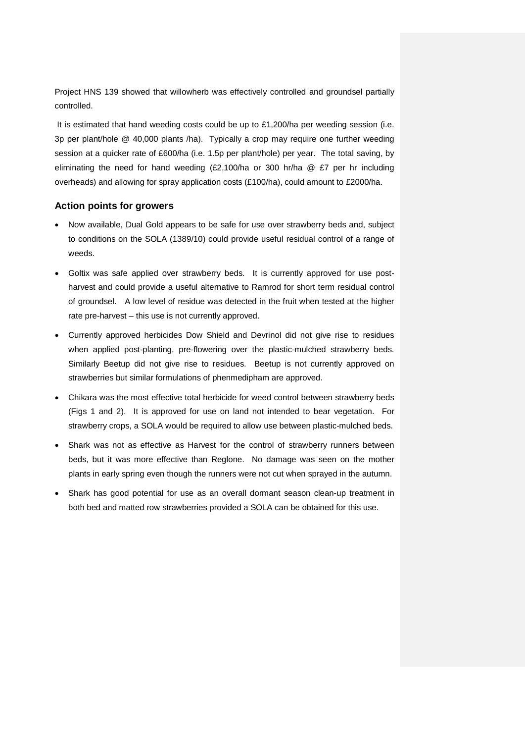Project HNS 139 showed that willowherb was effectively controlled and groundsel partially controlled.

It is estimated that hand weeding costs could be up to £1,200/ha per weeding session (i.e. 3p per plant/hole @ 40,000 plants /ha). Typically a crop may require one further weeding session at a quicker rate of £600/ha (i.e. 1.5p per plant/hole) per year. The total saving, by eliminating the need for hand weeding (£2,100/ha or 300 hr/ha @ £7 per hr including overheads) and allowing for spray application costs (£100/ha), could amount to £2000/ha.

### Action points for growers

- Now available, Dual Gold appears to be safe for use over strawberry beds and, subject to conditions on the SOLA (1389/10) could provide useful residual control of a range of weeds.
- Goltix was safe applied over strawberry beds. It is currently approved for use post-harvest and could provide a useful alternative to Ramrod for short term residual control of groundsel. A low level of residue was detected in the fruit when tested at the higher rate pre-harvest – this use is not currently approved.
- Currently approved herbicides Dow Shield and Devrinol did not give rise to residues when applied post-planting, pre-flowering over the plastic-mulched strawberry beds. Similarly Beetup did not give rise to residues. Beetup is not currently approved on strawberries but similar formulations of phenmedipham are approved.
- Chikara was the most effective total herbicide for weed control between strawberry beds (Figs 1 and 2). It is approved for use on land not intended to bear vegetation. For strawberry crops, a SOLA would be required to allow use between plastic-mulched beds.
- Shark was not as effective as Harvest for the control of strawberry runners between beds, but it was more effective than Reglone. No damage was seen on the mother plants in early spring even though the runners were not cut when sprayed in the autumn.
- Shark has good potential for use as an overall dormant season clean-up treatment in both bed and matted row strawberries provided a SOLA can be obtained for this use.